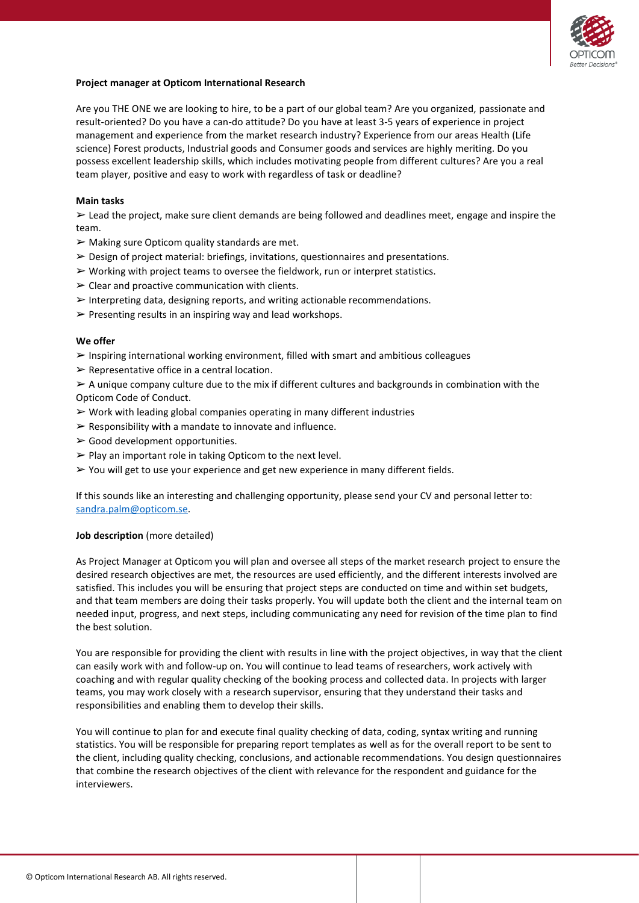**Project manager at Opticom International Research**

Are you THE ONE we are looking to hire, to be a part of our global team? Are you organized, passionate and result-oriented? Do you have a can-do attitude? Do you have at least 3-5 years of experience in project management and experience from the market research industry? Experience from our areas Health (Life science) Forest products, Industrial goods and Consumer goods and services are highly meriting. Do you possess excellent leadership skills, which includes motivating people from different cultures? Are you a real team player, positive and easy to work with regardless of task or deadline?

**Main tasks**

- ➢ Lead the project, make sure client demands are being followed and deadlines meet, engage and inspire the team.
- ➢ Making sure Opticom quality standards are met.
- ➢ Design of project material: briefings, invitations, questionnaires and presentations.
- ➢ Working with project teams to oversee the fieldwork, run or interpret statistics.
- ➢ Clear and proactive communication with clients.
- ➢ Interpreting data, designing reports, and writing actionable recommendations.
- ➢ Presenting results in an inspiring way and lead workshops.

**We offer**

- ➢ Inspiring international working environment, filled with smart and ambitious colleagues
- ➢ Representative office in a central location.
- ➢ A unique company culture due to the mix if different cultures and backgrounds in combination with the Opticom Code of Conduct.
- ➢ Work with leading global companies operating in many different industries
- ➢ Responsibility with a mandate to innovate and influence.
- ➢ Good development opportunities.
- ➢ Play an important role in taking Opticom to the next level.
- ➢ You will get to use your experience and get new experience in many different fields.

If this sounds like an interesting and challenging opportunity, please send your CV and personal letter to: sandra.palm@opticom.se.

**Job description** (more detailed)

As Project Manager at Opticom you will plan and oversee all steps of the market research project to ensure the desired research objectives are met, the resources are used efficiently, and the different interests involved are satisfied. This includes you will be ensuring that project steps are conducted on time and within set budgets, and that team members are doing their tasks properly. You will update both the client and the internal team on needed input, progress, and next steps, including communicating any need for revision of the time plan to find the best solution.

You are responsible for providing the client with results in line with the project objectives, in way that the client can easily work with and follow-up on. You will continue to lead teams of researchers, work actively with coaching and with regular quality checking of the booking process and collected data. In projects with larger teams, you may work closely with a research supervisor, ensuring that they understand their tasks and responsibilities and enabling them to develop their skills.

You will continue to plan for and execute final quality checking of data, coding, syntax writing and running statistics. You will be responsible for preparing report templates as well as for the overall report to be sent to the client, including quality checking, conclusions, and actionable recommendations. You design questionnaires that combine the research objectives of the client with relevance for the respondent and guidance for the interviewers.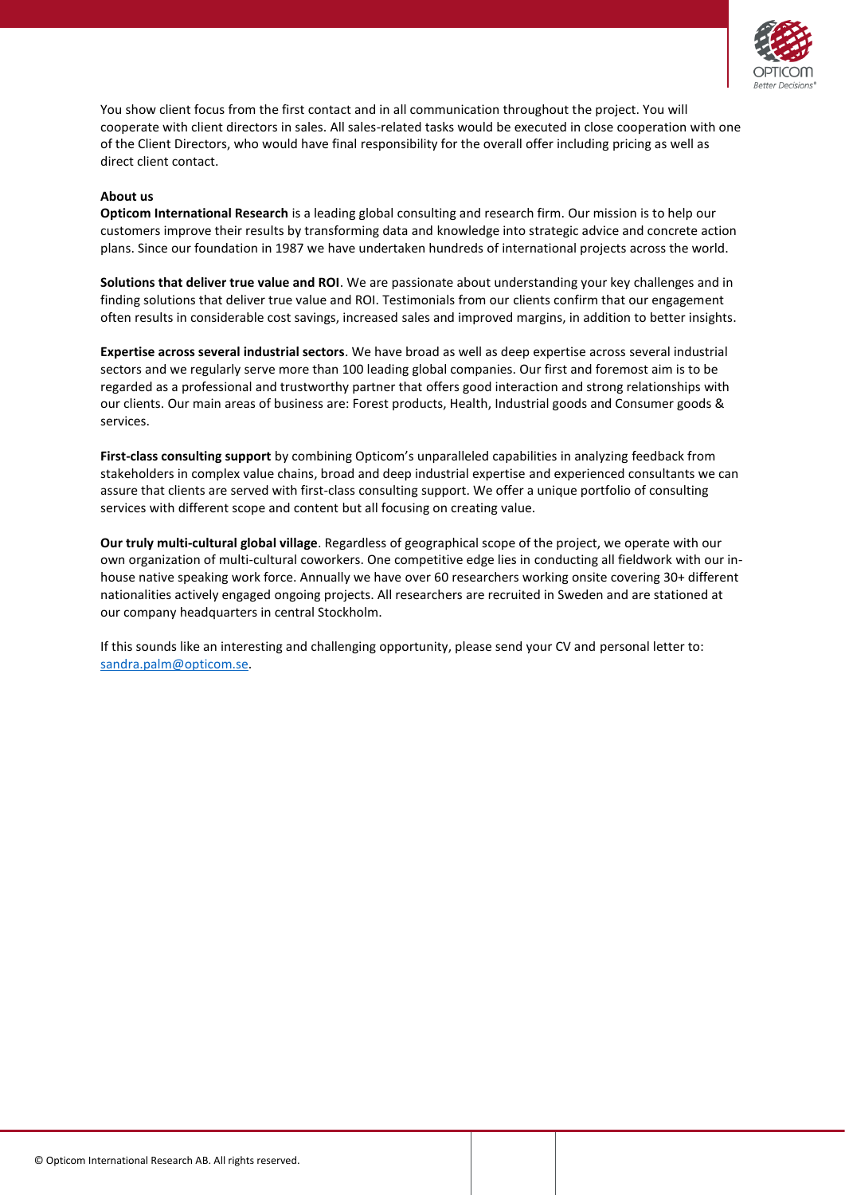You show client focus from the first contact and in all communication throughout the project. You will cooperate with client directors in sales. All sales-related tasks would be executed in close cooperation with one of the Client Directors, who would have final responsibility for the overall offer including pricing as well as direct client contact.

**About us**

**Opticom International Research** is a leading global consulting and research firm. Our mission is to help our customers improve their results by transforming data and knowledge into strategic advice and concrete action plans. Since our foundation in 1987 we have undertaken hundreds of international projects across the world.

**Solutions that deliver true value and ROI**. We are passionate about understanding your key challenges and in finding solutions that deliver true value and ROI. Testimonials from our clients confirm that our engagement often results in considerable cost savings, increased sales and improved margins, in addition to better insights.

**Expertise across several industrial sectors**. We have broad as well as deep expertise across several industrial sectors and we regularly serve more than 100 leading global companies. Our first and foremost aim is to be regarded as a professional and trustworthy partner that offers good interaction and strong relationships with our clients. Our main areas of business are: Forest products, Health, Industrial goods and Consumer goods & services.

**First-class consulting support** by combining Opticom's unparalleled capabilities in analyzing feedback from stakeholders in complex value chains, broad and deep industrial expertise and experienced consultants we can assure that clients are served with first-class consulting support. We offer a unique portfolio of consulting services with different scope and content but all focusing on creating value.

**Our truly multi-cultural global village**. Regardless of geographical scope of the project, we operate with our own organization of multi-cultural coworkers. One competitive edge lies in conducting all fieldwork with our in-house native speaking work force. Annually we have over 60 researchers working onsite covering 30+ different nationalities actively engaged ongoing projects. All researchers are recruited in Sweden and are stationed at our company headquarters in central Stockholm.

If this sounds like an interesting and challenging opportunity, please send your CV and personal letter to: sandra.palm@opticom.se.